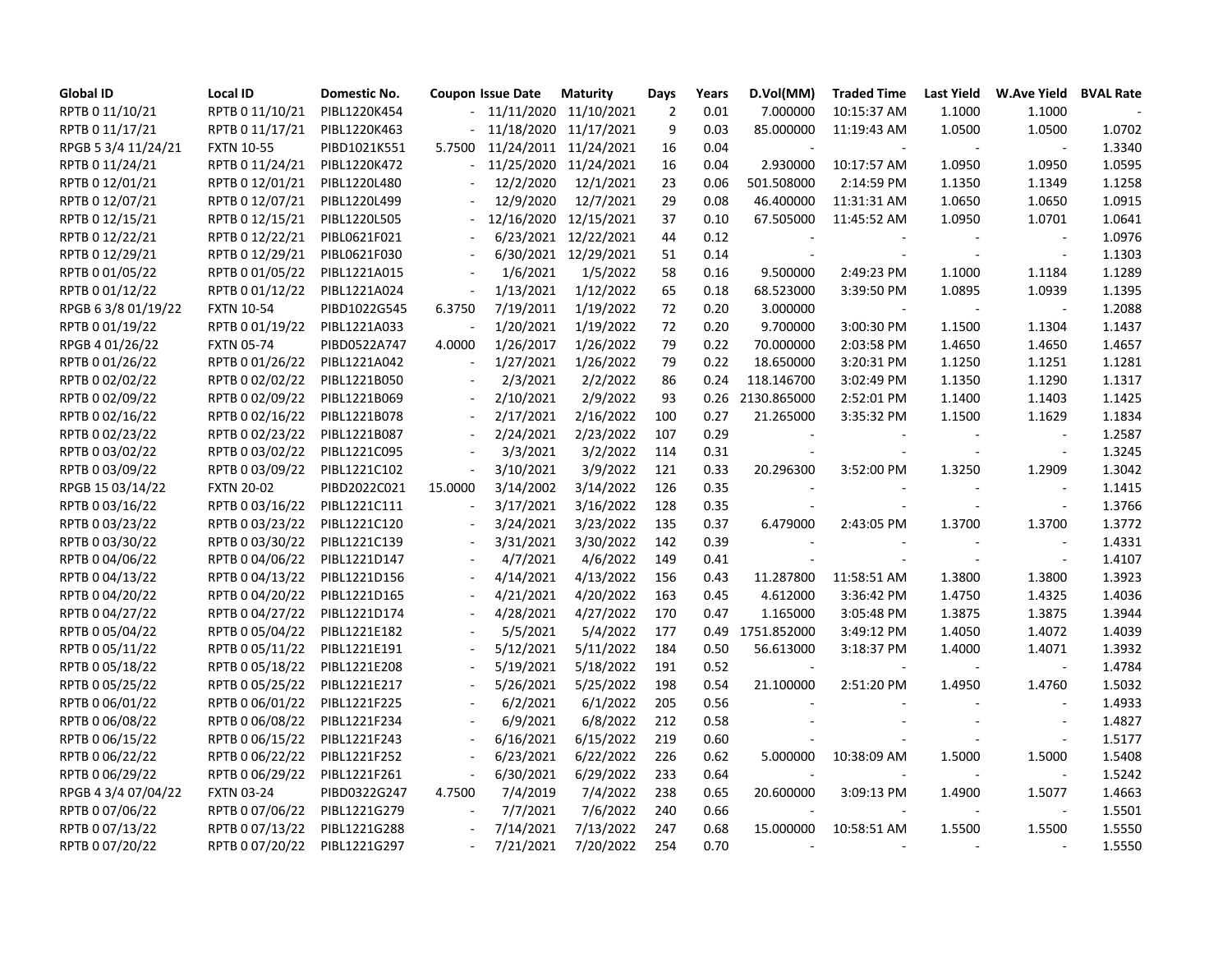| Global ID | Local ID | Domestic No. | Coupon | Issue Date | Maturity | Days | Years | D.Vol(MM) | Traded Time | Last Yield | W.Ave Yield | BVAL Rate |
|---|---|---|---|---|---|---|---|---|---|---|---|---|
| RPTB 0 11/10/21 | RPTB 0 11/10/21 | PIBL1220K454 | - | 11/11/2020 | 11/10/2021 | 2 | 0.01 | 7.000000 | 10:15:37 AM | 1.1000 | 1.1000 | - |
| RPTB 0 11/17/21 | RPTB 0 11/17/21 | PIBL1220K463 | - | 11/18/2020 | 11/17/2021 | 9 | 0.03 | 85.000000 | 11:19:43 AM | 1.0500 | 1.0500 | 1.0702 |
| RPGB 5 3/4 11/24/21 | FXTN 10-55 | PIBD1021K551 | 5.7500 | 11/24/2011 | 11/24/2021 | 16 | 0.04 | - | - | - | - | 1.3340 |
| RPTB 0 11/24/21 | RPTB 0 11/24/21 | PIBL1220K472 | - | 11/25/2020 | 11/24/2021 | 16 | 0.04 | 2.930000 | 10:17:57 AM | 1.0950 | 1.0950 | 1.0595 |
| RPTB 0 12/01/21 | RPTB 0 12/01/21 | PIBL1220L480 | - | 12/2/2020 | 12/1/2021 | 23 | 0.06 | 501.508000 | 2:14:59 PM | 1.1350 | 1.1349 | 1.1258 |
| RPTB 0 12/07/21 | RPTB 0 12/07/21 | PIBL1220L499 | - | 12/9/2020 | 12/7/2021 | 29 | 0.08 | 46.400000 | 11:31:31 AM | 1.0650 | 1.0650 | 1.0915 |
| RPTB 0 12/15/21 | RPTB 0 12/15/21 | PIBL1220L505 | - | 12/16/2020 | 12/15/2021 | 37 | 0.10 | 67.505000 | 11:45:52 AM | 1.0950 | 1.0701 | 1.0641 |
| RPTB 0 12/22/21 | RPTB 0 12/22/21 | PIBL0621F021 | - | 6/23/2021 | 12/22/2021 | 44 | 0.12 | - | - | - | - | 1.0976 |
| RPTB 0 12/29/21 | RPTB 0 12/29/21 | PIBL0621F030 | - | 6/30/2021 | 12/29/2021 | 51 | 0.14 | - | - | - | - | 1.1303 |
| RPTB 0 01/05/22 | RPTB 0 01/05/22 | PIBL1221A015 | - | 1/6/2021 | 1/5/2022 | 58 | 0.16 | 9.500000 | 2:49:23 PM | 1.1000 | 1.1184 | 1.1289 |
| RPTB 0 01/12/22 | RPTB 0 01/12/22 | PIBL1221A024 | - | 1/13/2021 | 1/12/2022 | 65 | 0.18 | 68.523000 | 3:39:50 PM | 1.0895 | 1.0939 | 1.1395 |
| RPGB 6 3/8 01/19/22 | FXTN 10-54 | PIBD1022G545 | 6.3750 | 7/19/2011 | 1/19/2022 | 72 | 0.20 | 3.000000 | - | - | - | 1.2088 |
| RPTB 0 01/19/22 | RPTB 0 01/19/22 | PIBL1221A033 | - | 1/20/2021 | 1/19/2022 | 72 | 0.20 | 9.700000 | 3:00:30 PM | 1.1500 | 1.1304 | 1.1437 |
| RPGB 4 01/26/22 | FXTN 05-74 | PIBD0522A747 | 4.0000 | 1/26/2017 | 1/26/2022 | 79 | 0.22 | 70.000000 | 2:03:58 PM | 1.4650 | 1.4650 | 1.4657 |
| RPTB 0 01/26/22 | RPTB 0 01/26/22 | PIBL1221A042 | - | 1/27/2021 | 1/26/2022 | 79 | 0.22 | 18.650000 | 3:20:31 PM | 1.1250 | 1.1251 | 1.1281 |
| RPTB 0 02/02/22 | RPTB 0 02/02/22 | PIBL1221B050 | - | 2/3/2021 | 2/2/2022 | 86 | 0.24 | 118.146700 | 3:02:49 PM | 1.1350 | 1.1290 | 1.1317 |
| RPTB 0 02/09/22 | RPTB 0 02/09/22 | PIBL1221B069 | - | 2/10/2021 | 2/9/2022 | 93 | 0.26 | 2130.865000 | 2:52:01 PM | 1.1400 | 1.1403 | 1.1425 |
| RPTB 0 02/16/22 | RPTB 0 02/16/22 | PIBL1221B078 | - | 2/17/2021 | 2/16/2022 | 100 | 0.27 | 21.265000 | 3:35:32 PM | 1.1500 | 1.1629 | 1.1834 |
| RPTB 0 02/23/22 | RPTB 0 02/23/22 | PIBL1221B087 | - | 2/24/2021 | 2/23/2022 | 107 | 0.29 | - | - | - | - | 1.2587 |
| RPTB 0 03/02/22 | RPTB 0 03/02/22 | PIBL1221C095 | - | 3/3/2021 | 3/2/2022 | 114 | 0.31 | - | - | - | - | 1.3245 |
| RPTB 0 03/09/22 | RPTB 0 03/09/22 | PIBL1221C102 | - | 3/10/2021 | 3/9/2022 | 121 | 0.33 | 20.296300 | 3:52:00 PM | 1.3250 | 1.2909 | 1.3042 |
| RPGB 15 03/14/22 | FXTN 20-02 | PIBD2022C021 | 15.0000 | 3/14/2002 | 3/14/2022 | 126 | 0.35 | - | - | - | - | 1.1415 |
| RPTB 0 03/16/22 | RPTB 0 03/16/22 | PIBL1221C111 | - | 3/17/2021 | 3/16/2022 | 128 | 0.35 | - | - | - | - | 1.3766 |
| RPTB 0 03/23/22 | RPTB 0 03/23/22 | PIBL1221C120 | - | 3/24/2021 | 3/23/2022 | 135 | 0.37 | 6.479000 | 2:43:05 PM | 1.3700 | 1.3700 | 1.3772 |
| RPTB 0 03/30/22 | RPTB 0 03/30/22 | PIBL1221C139 | - | 3/31/2021 | 3/30/2022 | 142 | 0.39 | - | - | - | - | 1.4331 |
| RPTB 0 04/06/22 | RPTB 0 04/06/22 | PIBL1221D147 | - | 4/7/2021 | 4/6/2022 | 149 | 0.41 | - | - | - | - | 1.4107 |
| RPTB 0 04/13/22 | RPTB 0 04/13/22 | PIBL1221D156 | - | 4/14/2021 | 4/13/2022 | 156 | 0.43 | 11.287800 | 11:58:51 AM | 1.3800 | 1.3800 | 1.3923 |
| RPTB 0 04/20/22 | RPTB 0 04/20/22 | PIBL1221D165 | - | 4/21/2021 | 4/20/2022 | 163 | 0.45 | 4.612000 | 3:36:42 PM | 1.4750 | 1.4325 | 1.4036 |
| RPTB 0 04/27/22 | RPTB 0 04/27/22 | PIBL1221D174 | - | 4/28/2021 | 4/27/2022 | 170 | 0.47 | 1.165000 | 3:05:48 PM | 1.3875 | 1.3875 | 1.3944 |
| RPTB 0 05/04/22 | RPTB 0 05/04/22 | PIBL1221E182 | - | 5/5/2021 | 5/4/2022 | 177 | 0.49 | 1751.852000 | 3:49:12 PM | 1.4050 | 1.4072 | 1.4039 |
| RPTB 0 05/11/22 | RPTB 0 05/11/22 | PIBL1221E191 | - | 5/12/2021 | 5/11/2022 | 184 | 0.50 | 56.613000 | 3:18:37 PM | 1.4000 | 1.4071 | 1.3932 |
| RPTB 0 05/18/22 | RPTB 0 05/18/22 | PIBL1221E208 | - | 5/19/2021 | 5/18/2022 | 191 | 0.52 | - | - | - | - | 1.4784 |
| RPTB 0 05/25/22 | RPTB 0 05/25/22 | PIBL1221E217 | - | 5/26/2021 | 5/25/2022 | 198 | 0.54 | 21.100000 | 2:51:20 PM | 1.4950 | 1.4760 | 1.5032 |
| RPTB 0 06/01/22 | RPTB 0 06/01/22 | PIBL1221F225 | - | 6/2/2021 | 6/1/2022 | 205 | 0.56 | - | - | - | - | 1.4933 |
| RPTB 0 06/08/22 | RPTB 0 06/08/22 | PIBL1221F234 | - | 6/9/2021 | 6/8/2022 | 212 | 0.58 | - | - | - | - | 1.4827 |
| RPTB 0 06/15/22 | RPTB 0 06/15/22 | PIBL1221F243 | - | 6/16/2021 | 6/15/2022 | 219 | 0.60 | - | - | - | - | 1.5177 |
| RPTB 0 06/22/22 | RPTB 0 06/22/22 | PIBL1221F252 | - | 6/23/2021 | 6/22/2022 | 226 | 0.62 | 5.000000 | 10:38:09 AM | 1.5000 | 1.5000 | 1.5408 |
| RPTB 0 06/29/22 | RPTB 0 06/29/22 | PIBL1221F261 | - | 6/30/2021 | 6/29/2022 | 233 | 0.64 | - | - | - | - | 1.5242 |
| RPGB 4 3/4 07/04/22 | FXTN 03-24 | PIBD0322G247 | 4.7500 | 7/4/2019 | 7/4/2022 | 238 | 0.65 | 20.600000 | 3:09:13 PM | 1.4900 | 1.5077 | 1.4663 |
| RPTB 0 07/06/22 | RPTB 0 07/06/22 | PIBL1221G279 | - | 7/7/2021 | 7/6/2022 | 240 | 0.66 | - | - | - | - | 1.5501 |
| RPTB 0 07/13/22 | RPTB 0 07/13/22 | PIBL1221G288 | - | 7/14/2021 | 7/13/2022 | 247 | 0.68 | 15.000000 | 10:58:51 AM | 1.5500 | 1.5500 | 1.5550 |
| RPTB 0 07/20/22 | RPTB 0 07/20/22 | PIBL1221G297 | - | 7/21/2021 | 7/20/2022 | 254 | 0.70 | - | - | - | - | 1.5550 |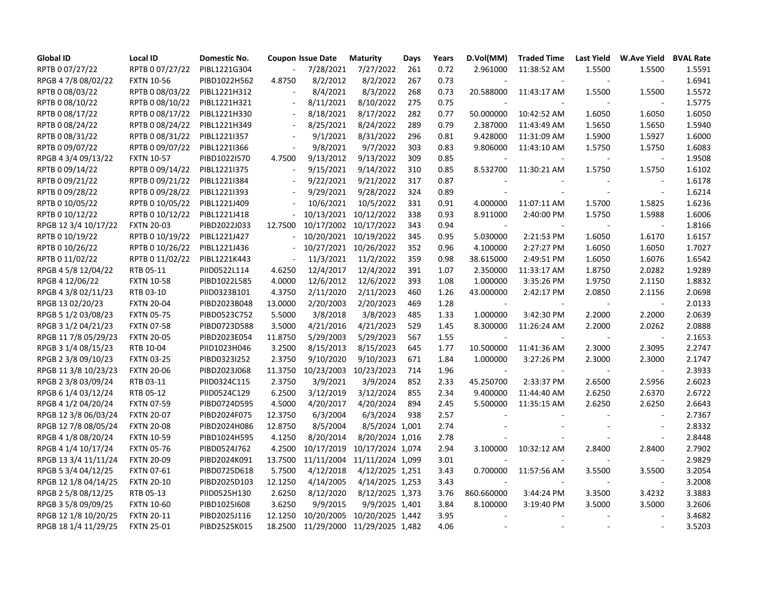| Global ID | Local ID | Domestic No. | Coupon | Issue Date | Maturity | Days | Years | D.Vol(MM) | Traded Time | Last Yield | W.Ave Yield | BVAL Rate |
|---|---|---|---|---|---|---|---|---|---|---|---|---|
| RPTB 0 07/27/22 | RPTB 0 07/27/22 | PIBL1221G304 | - | 7/28/2021 | 7/27/2022 | 261 | 0.72 | 2.961000 | 11:38:52 AM | 1.5500 | 1.5500 | 1.5591 |
| RPGB 4 7/8 08/02/22 | FXTN 10-56 | PIBD1022H562 | 4.8750 | 8/2/2012 | 8/2/2022 | 267 | 0.73 | - | - | - | - | 1.6941 |
| RPTB 0 08/03/22 | RPTB 0 08/03/22 | PIBL1221H312 | - | 8/4/2021 | 8/3/2022 | 268 | 0.73 | 20.588000 | 11:43:17 AM | 1.5500 | 1.5500 | 1.5572 |
| RPTB 0 08/10/22 | RPTB 0 08/10/22 | PIBL1221H321 | - | 8/11/2021 | 8/10/2022 | 275 | 0.75 | - | - | - | - | 1.5775 |
| RPTB 0 08/17/22 | RPTB 0 08/17/22 | PIBL1221H330 | - | 8/18/2021 | 8/17/2022 | 282 | 0.77 | 50.000000 | 10:42:52 AM | 1.6050 | 1.6050 | 1.6050 |
| RPTB 0 08/24/22 | RPTB 0 08/24/22 | PIBL1221H349 | - | 8/25/2021 | 8/24/2022 | 289 | 0.79 | 2.387000 | 11:43:49 AM | 1.5650 | 1.5650 | 1.5940 |
| RPTB 0 08/31/22 | RPTB 0 08/31/22 | PIBL1221I357 | - | 9/1/2021 | 8/31/2022 | 296 | 0.81 | 9.428000 | 11:31:09 AM | 1.5900 | 1.5927 | 1.6000 |
| RPTB 0 09/07/22 | RPTB 0 09/07/22 | PIBL1221I366 | - | 9/8/2021 | 9/7/2022 | 303 | 0.83 | 9.806000 | 11:43:10 AM | 1.5750 | 1.5750 | 1.6083 |
| RPGB 4 3/4 09/13/22 | FXTN 10-57 | PIBD1022I570 | 4.7500 | 9/13/2012 | 9/13/2022 | 309 | 0.85 | - | - | - | - | 1.9508 |
| RPTB 0 09/14/22 | RPTB 0 09/14/22 | PIBL1221I375 | - | 9/15/2021 | 9/14/2022 | 310 | 0.85 | 8.532700 | 11:30:21 AM | 1.5750 | 1.5750 | 1.6102 |
| RPTB 0 09/21/22 | RPTB 0 09/21/22 | PIBL1221I384 | - | 9/22/2021 | 9/21/2022 | 317 | 0.87 | - | - | - | - | 1.6178 |
| RPTB 0 09/28/22 | RPTB 0 09/28/22 | PIBL1221I393 | - | 9/29/2021 | 9/28/2022 | 324 | 0.89 | - | - | - | - | 1.6214 |
| RPTB 0 10/05/22 | RPTB 0 10/05/22 | PIBL1221J409 | - | 10/6/2021 | 10/5/2022 | 331 | 0.91 | 4.000000 | 11:07:11 AM | 1.5700 | 1.5825 | 1.6236 |
| RPTB 0 10/12/22 | RPTB 0 10/12/22 | PIBL1221J418 | - | 10/13/2021 | 10/12/2022 | 338 | 0.93 | 8.911000 | 2:40:00 PM | 1.5750 | 1.5988 | 1.6006 |
| RPGB 12 3/4 10/17/22 | FXTN 20-03 | PIBD2022J033 | 12.7500 | 10/17/2002 | 10/17/2022 | 343 | 0.94 | - | - | - | - | 1.8166 |
| RPTB 0 10/19/22 | RPTB 0 10/19/22 | PIBL1221J427 | - | 10/20/2021 | 10/19/2022 | 345 | 0.95 | 5.030000 | 2:21:53 PM | 1.6050 | 1.6170 | 1.6157 |
| RPTB 0 10/26/22 | RPTB 0 10/26/22 | PIBL1221J436 | - | 10/27/2021 | 10/26/2022 | 352 | 0.96 | 4.100000 | 2:27:27 PM | 1.6050 | 1.6050 | 1.7027 |
| RPTB 0 11/02/22 | RPTB 0 11/02/22 | PIBL1221K443 | - | 11/3/2021 | 11/2/2022 | 359 | 0.98 | 38.615000 | 2:49:51 PM | 1.6050 | 1.6076 | 1.6542 |
| RPGB 4 5/8 12/04/22 | RTB 05-11 | PIID0522L114 | 4.6250 | 12/4/2017 | 12/4/2022 | 391 | 1.07 | 2.350000 | 11:33:17 AM | 1.8750 | 2.0282 | 1.9289 |
| RPGB 4 12/06/22 | FXTN 10-58 | PIBD1022L585 | 4.0000 | 12/6/2012 | 12/6/2022 | 393 | 1.08 | 1.000000 | 3:35:26 PM | 1.9750 | 2.1150 | 1.8832 |
| RPGB 4 3/8 02/11/23 | RTB 03-10 | PIID0323B101 | 4.3750 | 2/11/2020 | 2/11/2023 | 460 | 1.26 | 43.000000 | 2:42:17 PM | 2.0850 | 2.1156 | 2.0698 |
| RPGB 13 02/20/23 | FXTN 20-04 | PIBD2023B048 | 13.0000 | 2/20/2003 | 2/20/2023 | 469 | 1.28 | - | - | - | - | 2.0133 |
| RPGB 5 1/2 03/08/23 | FXTN 05-75 | PIBD0523C752 | 5.5000 | 3/8/2018 | 3/8/2023 | 485 | 1.33 | 1.000000 | 3:42:30 PM | 2.2000 | 2.2000 | 2.0639 |
| RPGB 3 1/2 04/21/23 | FXTN 07-58 | PIBD0723D588 | 3.5000 | 4/21/2016 | 4/21/2023 | 529 | 1.45 | 8.300000 | 11:26:24 AM | 2.2000 | 2.0262 | 2.0888 |
| RPGB 11 7/8 05/29/23 | FXTN 20-05 | PIBD2023E054 | 11.8750 | 5/29/2003 | 5/29/2023 | 567 | 1.55 | - | - | - | - | 2.1653 |
| RPGB 3 1/4 08/15/23 | RTB 10-04 | PIID1023H046 | 3.2500 | 8/15/2013 | 8/15/2023 | 645 | 1.77 | 10.500000 | 11:41:36 AM | 2.3000 | 2.3095 | 2.2747 |
| RPGB 2 3/8 09/10/23 | FXTN 03-25 | PIBD0323I252 | 2.3750 | 9/10/2020 | 9/10/2023 | 671 | 1.84 | 1.000000 | 3:27:26 PM | 2.3000 | 2.3000 | 2.1747 |
| RPGB 11 3/8 10/23/23 | FXTN 20-06 | PIBD2023J068 | 11.3750 | 10/23/2003 | 10/23/2023 | 714 | 1.96 | - | - | - | - | 2.3933 |
| RPGB 2 3/8 03/09/24 | RTB 03-11 | PIID0324C115 | 2.3750 | 3/9/2021 | 3/9/2024 | 852 | 2.33 | 45.250700 | 2:33:37 PM | 2.6500 | 2.5956 | 2.6023 |
| RPGB 6 1/4 03/12/24 | RTB 05-12 | PIID0524C129 | 6.2500 | 3/12/2019 | 3/12/2024 | 855 | 2.34 | 9.400000 | 11:44:40 AM | 2.6250 | 2.6370 | 2.6722 |
| RPGB 4 1/2 04/20/24 | FXTN 07-59 | PIBD0724D595 | 4.5000 | 4/20/2017 | 4/20/2024 | 894 | 2.45 | 5.500000 | 11:35:15 AM | 2.6250 | 2.6250 | 2.6643 |
| RPGB 12 3/8 06/03/24 | FXTN 20-07 | PIBD2024F075 | 12.3750 | 6/3/2004 | 6/3/2024 | 938 | 2.57 | - | - | - | - | 2.7367 |
| RPGB 12 7/8 08/05/24 | FXTN 20-08 | PIBD2024H086 | 12.8750 | 8/5/2004 | 8/5/2024 | 1,001 | 2.74 | - | - | - | - | 2.8332 |
| RPGB 4 1/8 08/20/24 | FXTN 10-59 | PIBD1024H595 | 4.1250 | 8/20/2014 | 8/20/2024 | 1,016 | 2.78 | - | - | - | - | 2.8448 |
| RPGB 4 1/4 10/17/24 | FXTN 05-76 | PIBD0524J762 | 4.2500 | 10/17/2019 | 10/17/2024 | 1,074 | 2.94 | 3.100000 | 10:32:12 AM | 2.8400 | 2.8400 | 2.7902 |
| RPGB 13 3/4 11/11/24 | FXTN 20-09 | PIBD2024K091 | 13.7500 | 11/11/2004 | 11/11/2024 | 1,099 | 3.01 | - | - | - | - | 2.9829 |
| RPGB 5 3/4 04/12/25 | FXTN 07-61 | PIBD0725D618 | 5.7500 | 4/12/2018 | 4/12/2025 | 1,251 | 3.43 | 0.700000 | 11:57:56 AM | 3.5500 | 3.5500 | 3.2054 |
| RPGB 12 1/8 04/14/25 | FXTN 20-10 | PIBD2025D103 | 12.1250 | 4/14/2005 | 4/14/2025 | 1,253 | 3.43 | - | - | - | - | 3.2008 |
| RPGB 2 5/8 08/12/25 | RTB 05-13 | PIID0525H130 | 2.6250 | 8/12/2020 | 8/12/2025 | 1,373 | 3.76 | 860.660000 | 3:44:24 PM | 3.3500 | 3.4232 | 3.3883 |
| RPGB 3 5/8 09/09/25 | FXTN 10-60 | PIBD1025I608 | 3.6250 | 9/9/2015 | 9/9/2025 | 1,401 | 3.84 | 8.100000 | 3:19:40 PM | 3.5000 | 3.5000 | 3.2606 |
| RPGB 12 1/8 10/20/25 | FXTN 20-11 | PIBD2025J116 | 12.1250 | 10/20/2005 | 10/20/2025 | 1,442 | 3.95 | - | - | - | - | 3.4682 |
| RPGB 18 1/4 11/29/25 | FXTN 25-01 | PIBD2525K015 | 18.2500 | 11/29/2000 | 11/29/2025 | 1,482 | 4.06 | - | - | - | - | 3.5203 |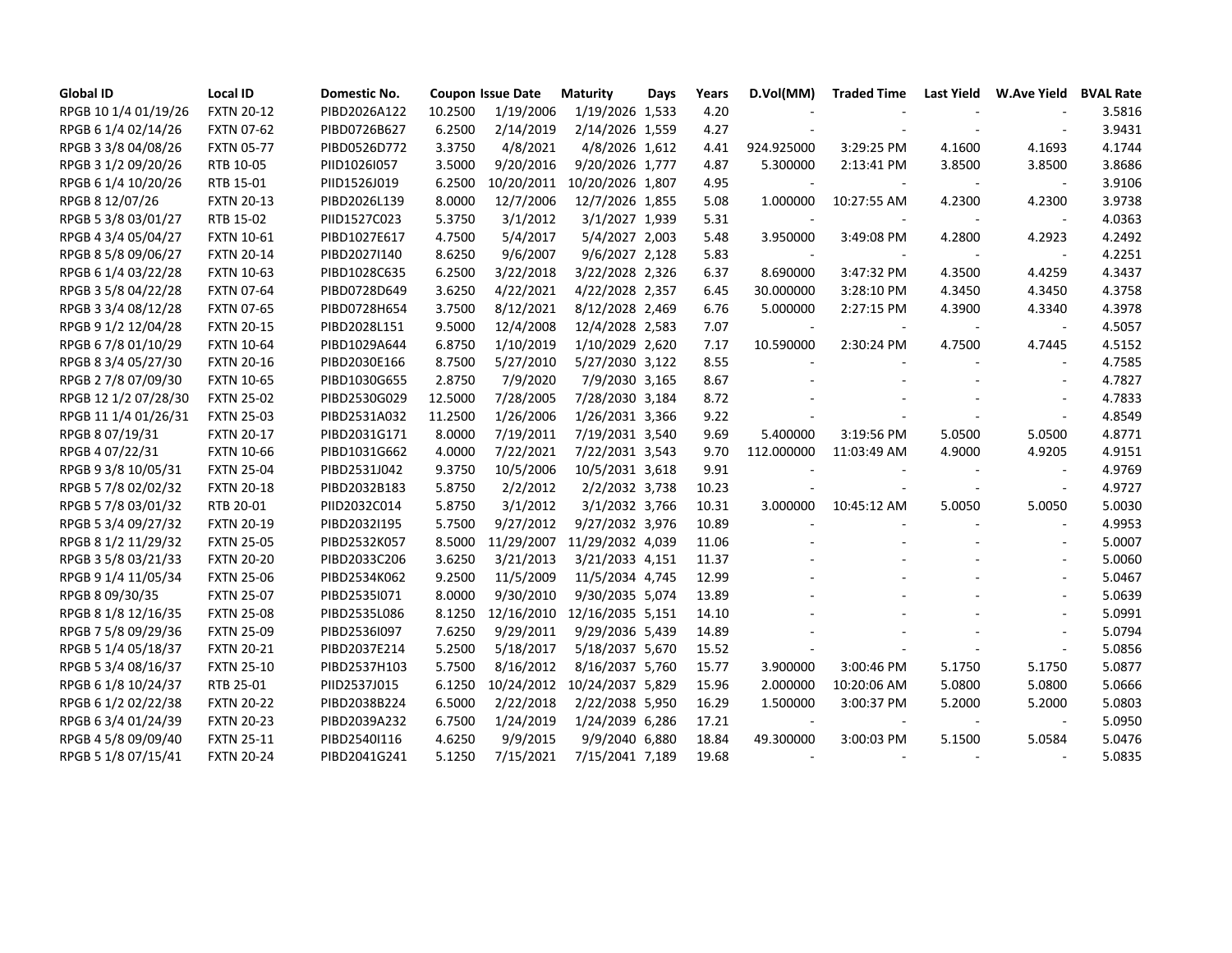| Global ID | Local ID | Domestic No. | Coupon | Issue Date | Maturity | Days | Years | D.Vol(MM) | Traded Time | Last Yield | W.Ave Yield | BVAL Rate |
|---|---|---|---|---|---|---|---|---|---|---|---|---|
| RPGB 10 1/4 01/19/26 | FXTN 20-12 | PIBD2026A122 | 10.2500 | 1/19/2006 | 1/19/2026 | 1,533 | 4.20 | - | - | - | - | 3.5816 |
| RPGB 6 1/4 02/14/26 | FXTN 07-62 | PIBD0726B627 | 6.2500 | 2/14/2019 | 2/14/2026 | 1,559 | 4.27 | - | - | - | - | 3.9431 |
| RPGB 3 3/8 04/08/26 | FXTN 05-77 | PIBD0526D772 | 3.3750 | 4/8/2021 | 4/8/2026 | 1,612 | 4.41 | 924.925000 | 3:29:25 PM | 4.1600 | 4.1693 | 4.1744 |
| RPGB 3 1/2 09/20/26 | RTB 10-05 | PIID1026I057 | 3.5000 | 9/20/2016 | 9/20/2026 | 1,777 | 4.87 | 5.300000 | 2:13:41 PM | 3.8500 | 3.8500 | 3.8686 |
| RPGB 6 1/4 10/20/26 | RTB 15-01 | PIID1526J019 | 6.2500 | 10/20/2011 | 10/20/2026 | 1,807 | 4.95 | - | - | - | - | 3.9106 |
| RPGB 8 12/07/26 | FXTN 20-13 | PIBD2026L139 | 8.0000 | 12/7/2006 | 12/7/2026 | 1,855 | 5.08 | 1.000000 | 10:27:55 AM | 4.2300 | 4.2300 | 3.9738 |
| RPGB 5 3/8 03/01/27 | RTB 15-02 | PIID1527C023 | 5.3750 | 3/1/2012 | 3/1/2027 | 1,939 | 5.31 | - | - | - | - | 4.0363 |
| RPGB 4 3/4 05/04/27 | FXTN 10-61 | PIBD1027E617 | 4.7500 | 5/4/2017 | 5/4/2027 | 2,003 | 5.48 | 3.950000 | 3:49:08 PM | 4.2800 | 4.2923 | 4.2492 |
| RPGB 8 5/8 09/06/27 | FXTN 20-14 | PIBD2027I140 | 8.6250 | 9/6/2007 | 9/6/2027 | 2,128 | 5.83 | - | - | - | - | 4.2251 |
| RPGB 6 1/4 03/22/28 | FXTN 10-63 | PIBD1028C635 | 6.2500 | 3/22/2018 | 3/22/2028 | 2,326 | 6.37 | 8.690000 | 3:47:32 PM | 4.3500 | 4.4259 | 4.3437 |
| RPGB 3 5/8 04/22/28 | FXTN 07-64 | PIBD0728D649 | 3.6250 | 4/22/2021 | 4/22/2028 | 2,357 | 6.45 | 30.000000 | 3:28:10 PM | 4.3450 | 4.3450 | 4.3758 |
| RPGB 3 3/4 08/12/28 | FXTN 07-65 | PIBD0728H654 | 3.7500 | 8/12/2021 | 8/12/2028 | 2,469 | 6.76 | 5.000000 | 2:27:15 PM | 4.3900 | 4.3340 | 4.3978 |
| RPGB 9 1/2 12/04/28 | FXTN 20-15 | PIBD2028L151 | 9.5000 | 12/4/2008 | 12/4/2028 | 2,583 | 7.07 | - | - | - | - | 4.5057 |
| RPGB 6 7/8 01/10/29 | FXTN 10-64 | PIBD1029A644 | 6.8750 | 1/10/2019 | 1/10/2029 | 2,620 | 7.17 | 10.590000 | 2:30:24 PM | 4.7500 | 4.7445 | 4.5152 |
| RPGB 8 3/4 05/27/30 | FXTN 20-16 | PIBD2030E166 | 8.7500 | 5/27/2010 | 5/27/2030 | 3,122 | 8.55 | - | - | - | - | 4.7585 |
| RPGB 2 7/8 07/09/30 | FXTN 10-65 | PIBD1030G655 | 2.8750 | 7/9/2020 | 7/9/2030 | 3,165 | 8.67 | - | - | - | - | 4.7827 |
| RPGB 12 1/2 07/28/30 | FXTN 25-02 | PIBD2530G029 | 12.5000 | 7/28/2005 | 7/28/2030 | 3,184 | 8.72 | - | - | - | - | 4.7833 |
| RPGB 11 1/4 01/26/31 | FXTN 25-03 | PIBD2531A032 | 11.2500 | 1/26/2006 | 1/26/2031 | 3,366 | 9.22 | - | - | - | - | 4.8549 |
| RPGB 8 07/19/31 | FXTN 20-17 | PIBD2031G171 | 8.0000 | 7/19/2011 | 7/19/2031 | 3,540 | 9.69 | 5.400000 | 3:19:56 PM | 5.0500 | 5.0500 | 4.8771 |
| RPGB 4 07/22/31 | FXTN 10-66 | PIBD1031G662 | 4.0000 | 7/22/2021 | 7/22/2031 | 3,543 | 9.70 | 112.000000 | 11:03:49 AM | 4.9000 | 4.9205 | 4.9151 |
| RPGB 9 3/8 10/05/31 | FXTN 25-04 | PIBD2531J042 | 9.3750 | 10/5/2006 | 10/5/2031 | 3,618 | 9.91 | - | - | - | - | 4.9769 |
| RPGB 5 7/8 02/02/32 | FXTN 20-18 | PIBD2032B183 | 5.8750 | 2/2/2012 | 2/2/2032 | 3,738 | 10.23 | - | - | - | - | 4.9727 |
| RPGB 5 7/8 03/01/32 | RTB 20-01 | PIID2032C014 | 5.8750 | 3/1/2012 | 3/1/2032 | 3,766 | 10.31 | 3.000000 | 10:45:12 AM | 5.0050 | 5.0050 | 5.0030 |
| RPGB 5 3/4 09/27/32 | FXTN 20-19 | PIBD2032I195 | 5.7500 | 9/27/2012 | 9/27/2032 | 3,976 | 10.89 | - | - | - | - | 4.9953 |
| RPGB 8 1/2 11/29/32 | FXTN 25-05 | PIBD2532K057 | 8.5000 | 11/29/2007 | 11/29/2032 | 4,039 | 11.06 | - | - | - | - | 5.0007 |
| RPGB 3 5/8 03/21/33 | FXTN 20-20 | PIBD2033C206 | 3.6250 | 3/21/2013 | 3/21/2033 | 4,151 | 11.37 | - | - | - | - | 5.0060 |
| RPGB 9 1/4 11/05/34 | FXTN 25-06 | PIBD2534K062 | 9.2500 | 11/5/2009 | 11/5/2034 | 4,745 | 12.99 | - | - | - | - | 5.0467 |
| RPGB 8 09/30/35 | FXTN 25-07 | PIBD2535I071 | 8.0000 | 9/30/2010 | 9/30/2035 | 5,074 | 13.89 | - | - | - | - | 5.0639 |
| RPGB 8 1/8 12/16/35 | FXTN 25-08 | PIBD2535L086 | 8.1250 | 12/16/2010 | 12/16/2035 | 5,151 | 14.10 | - | - | - | - | 5.0991 |
| RPGB 7 5/8 09/29/36 | FXTN 25-09 | PIBD2536I097 | 7.6250 | 9/29/2011 | 9/29/2036 | 5,439 | 14.89 | - | - | - | - | 5.0794 |
| RPGB 5 1/4 05/18/37 | FXTN 20-21 | PIBD2037E214 | 5.2500 | 5/18/2017 | 5/18/2037 | 5,670 | 15.52 | - | - | - | - | 5.0856 |
| RPGB 5 3/4 08/16/37 | FXTN 25-10 | PIBD2537H103 | 5.7500 | 8/16/2012 | 8/16/2037 | 5,760 | 15.77 | 3.900000 | 3:00:46 PM | 5.1750 | 5.1750 | 5.0877 |
| RPGB 6 1/8 10/24/37 | RTB 25-01 | PIID2537J015 | 6.1250 | 10/24/2012 | 10/24/2037 | 5,829 | 15.96 | 2.000000 | 10:20:06 AM | 5.0800 | 5.0800 | 5.0666 |
| RPGB 6 1/2 02/22/38 | FXTN 20-22 | PIBD2038B224 | 6.5000 | 2/22/2018 | 2/22/2038 | 5,950 | 16.29 | 1.500000 | 3:00:37 PM | 5.2000 | 5.2000 | 5.0803 |
| RPGB 6 3/4 01/24/39 | FXTN 20-23 | PIBD2039A232 | 6.7500 | 1/24/2019 | 1/24/2039 | 6,286 | 17.21 | - | - | - | - | 5.0950 |
| RPGB 4 5/8 09/09/40 | FXTN 25-11 | PIBD2540I116 | 4.6250 | 9/9/2015 | 9/9/2040 | 6,880 | 18.84 | 49.300000 | 3:00:03 PM | 5.1500 | 5.0584 | 5.0476 |
| RPGB 5 1/8 07/15/41 | FXTN 20-24 | PIBD2041G241 | 5.1250 | 7/15/2021 | 7/15/2041 | 7,189 | 19.68 | - | - | - | - | 5.0835 |